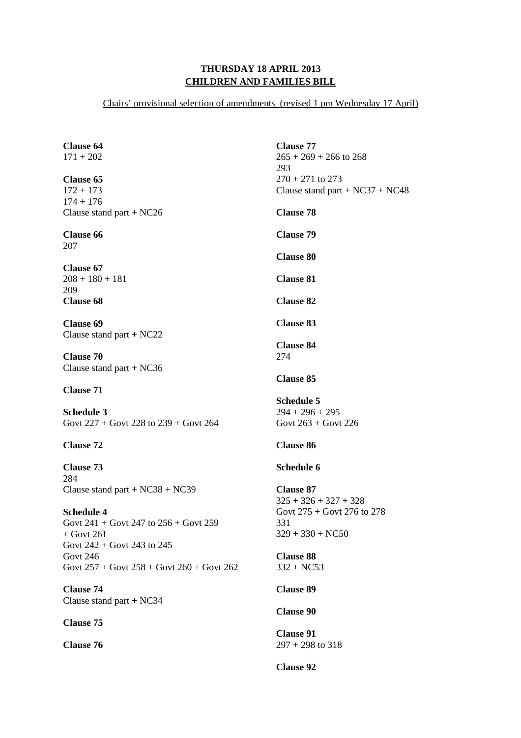**THURSDAY 18 APRIL 2013**
**CHILDREN AND FAMILIES BILL**

Chairs' provisional selection of amendments (revised 1 pm Wednesday 17 April)

**Clause 64**
171 + 202

**Clause 65**
172 + 173
174 + 176
Clause stand part + NC26

**Clause 66**
207

**Clause 67**
208 + 180 + 181
209

**Clause 68**

**Clause 69**
Clause stand part + NC22

**Clause 70**
Clause stand part + NC36

**Clause 71**

**Schedule 3**
Govt 227 + Govt 228 to 239 + Govt 264

**Clause 72**

**Clause 73**
284
Clause stand part + NC38 + NC39

**Schedule 4**
Govt 241 + Govt 247 to 256 + Govt 259 + Govt 261
Govt 242 + Govt 243 to 245
Govt 246
Govt 257 + Govt 258 + Govt 260 + Govt 262

**Clause 74**
Clause stand part + NC34

**Clause 75**

**Clause 76**

**Clause 77**
265 + 269 + 266 to 268
293
270 + 271 to 273
Clause stand part + NC37 + NC48

**Clause 78**

**Clause 79**

**Clause 80**

**Clause 81**

**Clause 82**

**Clause 83**

**Clause 84**
274

**Clause 85**

**Schedule 5**
294 + 296 + 295
Govt 263 + Govt 226

**Clause 86**

**Schedule 6**

**Clause 87**
325 + 326 + 327 + 328
Govt 275 + Govt 276 to 278
331
329 + 330 + NC50

**Clause 88**
332 + NC53

**Clause 89**

**Clause 90**

**Clause 91**
297 + 298 to 318

**Clause 92**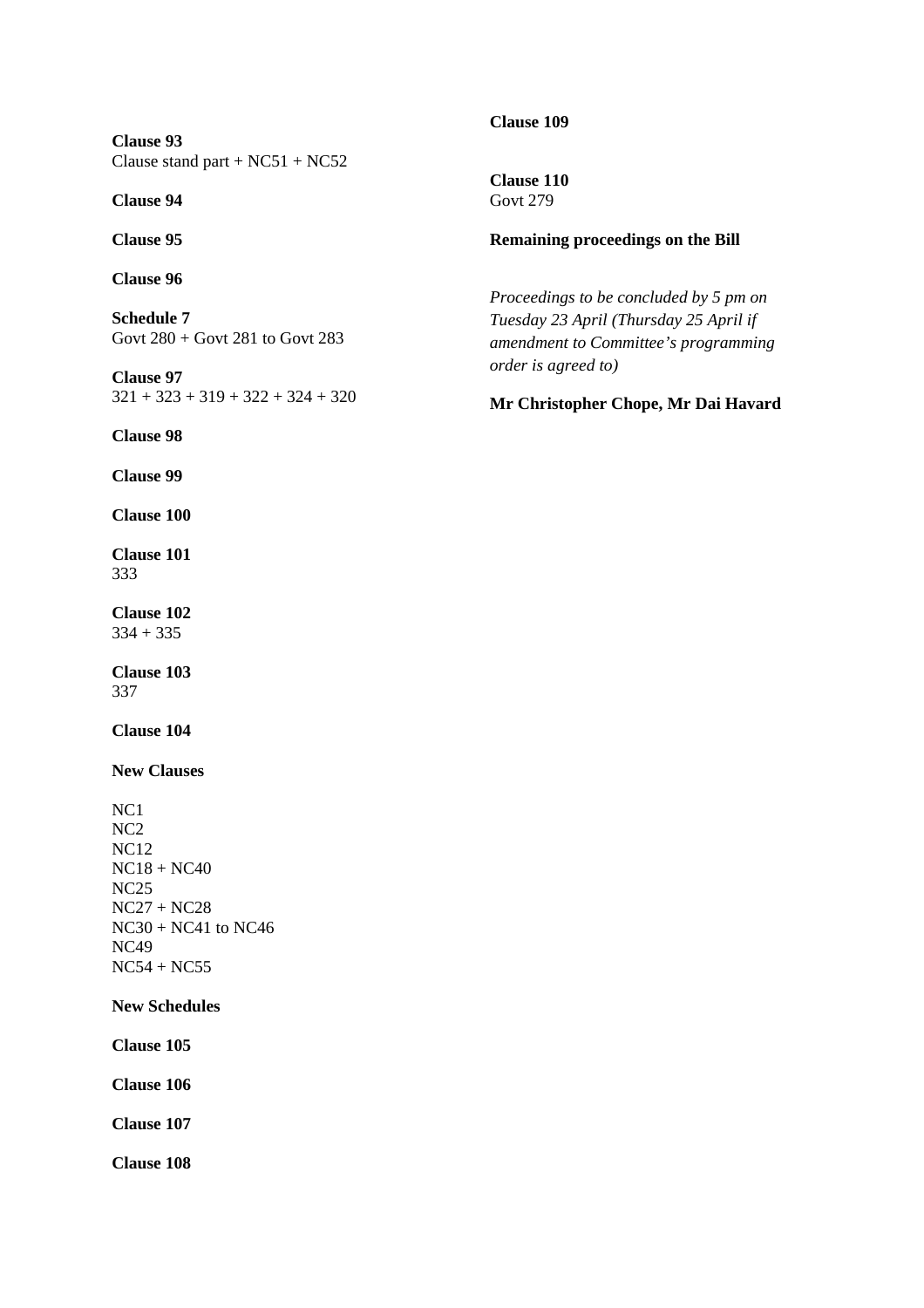**Clause 93**
Clause stand part + NC51 + NC52

**Clause 94**

**Clause 95**

**Clause 96**

**Schedule 7**
Govt 280 + Govt 281 to Govt 283

**Clause 97**
321 + 323 + 319 + 322 + 324 + 320

**Clause 98**

**Clause 99**

**Clause 100**

**Clause 101**
333

**Clause 102**
334 + 335

**Clause 103**
337

**Clause 104**

**New Clauses**

NC1
NC2
NC12
NC18 + NC40
NC25
NC27 + NC28
NC30 + NC41 to NC46
NC49
NC54 + NC55

**New Schedules**

**Clause 105**

**Clause 106**

**Clause 107**

**Clause 108**

**Clause 109**

**Clause 110**
Govt 279

**Remaining proceedings on the Bill**

*Proceedings to be concluded by 5 pm on Tuesday 23 April (Thursday 25 April if amendment to Committee's programming order is agreed to)*

**Mr Christopher Chope, Mr Dai Havard**